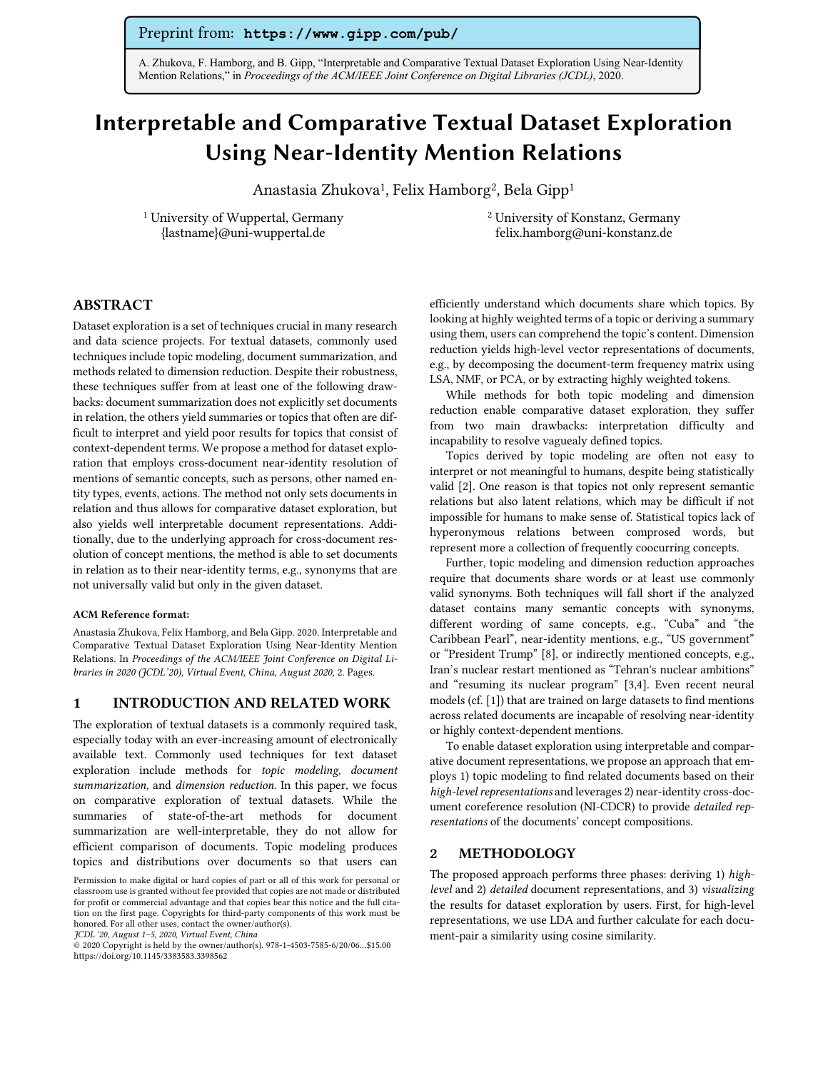Preprint from: **https://www.gipp.com/pub/**

A. Zhukova, F. Hamborg, and B. Gipp, "Interpretable and Comparative Textual Dataset Exploration Using Near-Identity Mention Relations," in *Proceedings of the ACM/IEEE Joint Conference on Digital Libraries (JCDL)*, 2020.

# Interpretable and Comparative Textual Dataset Exploration Using Near-Identity Mention Relations

Anastasia Zhukova[1], Felix Hamborg[2], Bela Gipp[1]

[1] University of Wuppertal, Germany
{lastname}@uni-wuppertal.de

[2] University of Konstanz, Germany
felix.hamborg@uni-konstanz.de

## ABSTRACT

Dataset exploration is a set of techniques crucial in many research and data science projects. For textual datasets, commonly used techniques include topic modeling, document summarization, and methods related to dimension reduction. Despite their robustness, these techniques suffer from at least one of the following drawbacks: document summarization does not explicitly set documents in relation, the others yield summaries or topics that often are difficult to interpret and yield poor results for topics that consist of context-dependent terms. We propose a method for dataset exploration that employs cross-document near-identity resolution of mentions of semantic concepts, such as persons, other named entity types, events, actions. The method not only sets documents in relation and thus allows for comparative dataset exploration, but also yields well interpretable document representations. Additionally, due to the underlying approach for cross-document resolution of concept mentions, the method is able to set documents in relation as to their near-identity terms, e.g., synonyms that are not universally valid but only in the given dataset.

**ACM Reference format:**

Anastasia Zhukova, Felix Hamborg, and Bela Gipp. 2020. Interpretable and Comparative Textual Dataset Exploration Using Near-Identity Mention Relations. In *Proceedings of the ACM/IEEE Joint Conference on Digital Libraries in 2020 (JCDL'20), Virtual Event, China, August 2020,* 2. Pages.

## 1 INTRODUCTION AND RELATED WORK

The exploration of textual datasets is a commonly required task, especially today with an ever-increasing amount of electronically available text. Commonly used techniques for text dataset exploration include methods for *topic modeling, document summarization,* and *dimension reduction.* In this paper, we focus on comparative exploration of textual datasets. While the summaries of state-of-the-art methods for document summarization are well-interpretable, they do not allow for efficient comparison of documents. Topic modeling produces topics and distributions over documents so that users can efficiently understand which documents share which topics. By looking at highly weighted terms of a topic or deriving a summary using them, users can comprehend the topic's content. Dimension reduction yields high-level vector representations of documents, e.g., by decomposing the document-term frequency matrix using LSA, NMF, or PCA, or by extracting highly weighted tokens.

While methods for both topic modeling and dimension reduction enable comparative dataset exploration, they suffer from two main drawbacks: interpretation difficulty and incapability to resolve vagueYaly defined topics.

Topics derived by topic modeling are often not easy to interpret or not meaningful to humans, despite being statistically valid [2]. One reason is that topics not only represent semantic relations but also latent relations, which may be difficult if not impossible for humans to make sense of. Statistical topics lack of hyperonymous relations between compresed words, but represent more a collection of frequently coocurring concepts.

Further, topic modeling and dimension reduction approaches require that documents share words or at least use commonly valid synonyms. Both techniques will fall short if the analyzed dataset contains many semantic concepts with synonyms, different wording of same concepts, e.g., "Cuba" and "the Caribbean Pearl", near-identity mentions, e.g., "US government" or "President Trump" [8], or indirectly mentioned concepts, e.g., Iran's nuclear restart mentioned as "Tehran's nuclear ambitions" and "resuming its nuclear program" [3,4]. Even recent neural models (cf. [1]) that are trained on large datasets to find mentions across related documents are incapable of resolving near-identity or highly context-dependent mentions.

To enable dataset exploration using interpretable and comparative document representations, we propose an approach that employs 1) topic modeling to find related documents based on their *high-level representations* and leverages 2) near-identity cross-document coreference resolution (NI-CDCR) to provide *detailed representations* of the documents' concept compositions.

## 2 METHODOLOGY

The proposed approach performs three phases: deriving 1) *high-level* and 2) *detailed* document representations, and 3) *visualizing* the results for dataset exploration by users. First, for high-level representations, we use LDA and further calculate for each document-pair a similarity using cosine similarity.

Permission to make digital or hard copies of part or all of this work for personal or classroom use is granted without fee provided that copies are not made or distributed for profit or commercial advantage and that copies bear this notice and the full citation on the first page. Copyrights for third-party components of this work must be honored. For all other uses, contact the owner/author(s).
*JCDL '20, August 1–5, 2020, Virtual Event, China*
© 2020 Copyright is held by the owner/author(s). 978-1-4503-7585-6/20/06...$15.00
https://doi.org/10.1145/3383583.3398562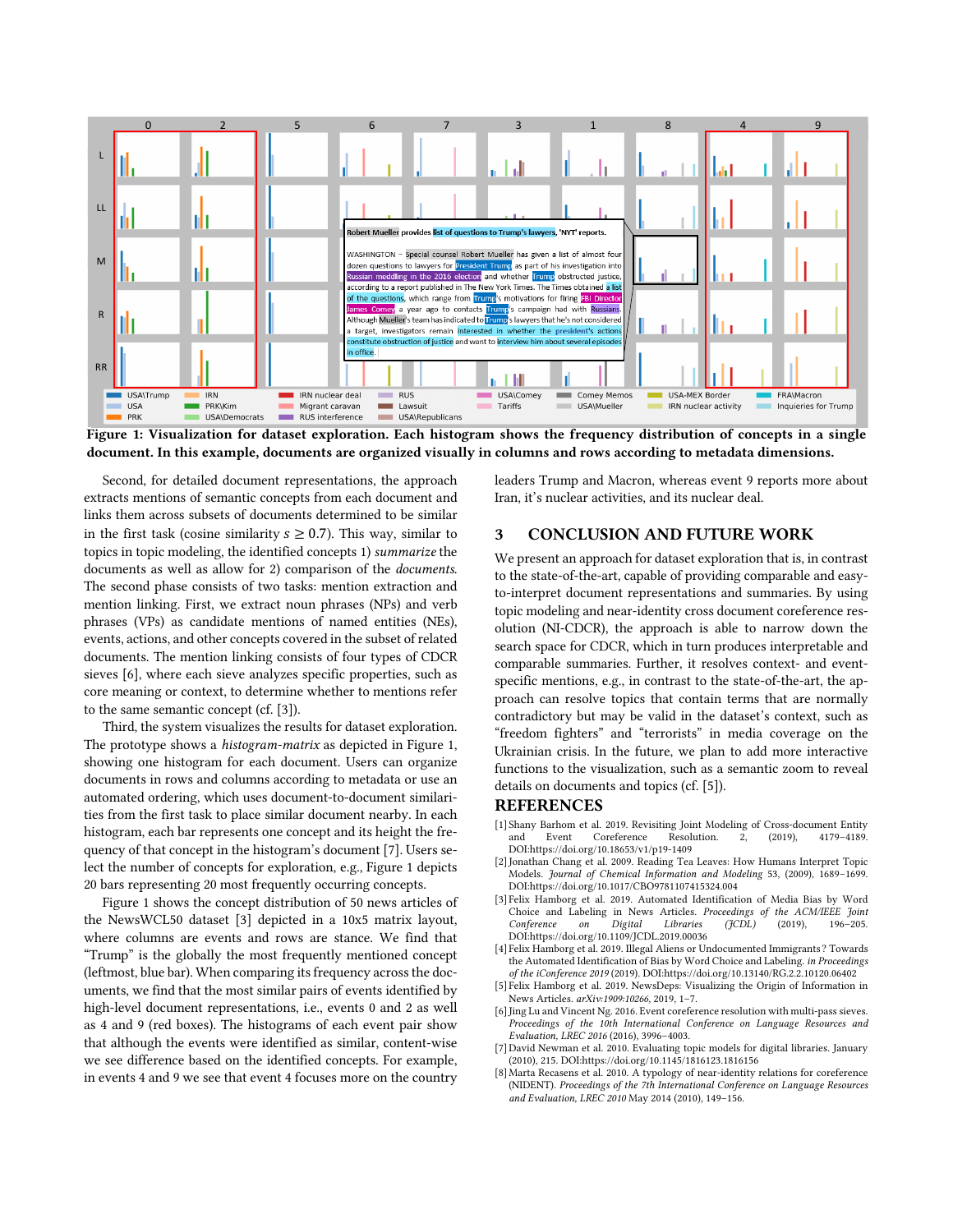0 2 5 6 7 3 1 8 4 9

L

LL

M

R

RR

Robert Mueller provides list of questions to Trump's lawyers, 'NYT' reports.

WASHINGTON – Special counsel Robert Mueller has given a list of almost four dozen questions to lawyers for President Trump as part of his investigation into Russian meddling in the 2016 election and whether Trump obstructed justice, according to a report published in The New York Times. The Times obtained a list of the questions, which range from Trump's motivations for firing FBI Director James Comey, a year ago to contacts Trump's campaign had with Russians. Although Mueller's team has indicated to Trump's lawyers that he's not considered a target, investigators remain interested in whether the president's actions constitute obstruction of justice and want to interview him about several episodes in office.

USA\Trump, USA, PRK, IRN, PRK\Kim, USA\Democrats, IRN nuclear deal, Migrant caravan, RUS interference, RUS, Lawsuit, USA\Republicans, USA\Comey, Tariffs, Comey Memos, USA\Mueller, USA-MEX Border, IRN nuclear activity, FRA\Macron, Inquieries for Trump

**Figure 1: Visualization for dataset exploration. Each histogram shows the frequency distribution of concepts in a single document. In this example, documents are organized visually in columns and rows according to metadata dimensions.**

Second, for detailed document representations, the approach extracts mentions of semantic concepts from each document and links them across subsets of documents determined to be similar in the first task (cosine similarity $s \geq 0.7$). This way, similar to topics in topic modeling, the identified concepts 1) *summarize* the documents as well as allow for 2) comparison of the *documents*. The second phase consists of two tasks: mention extraction and mention linking. First, we extract noun phrases (NPs) and verb phrases (VPs) as candidate mentions of named entities (NEs), events, actions, and other concepts covered in the subset of related documents. The mention linking consists of four types of CDCR sieves [6], where each sieve analyzes specific properties, such as core meaning or context, to determine whether to mentions refer to the same semantic concept (cf. [3]).

Third, the system visualizes the results for dataset exploration. The prototype shows a *histogram-matrix* as depicted in Figure 1, showing one histogram for each document. Users can organize documents in rows and columns according to metadata or use an automated ordering, which uses document-to-document similarities from the first task to place similar document nearby. In each histogram, each bar represents one concept and its height the frequency of that concept in the histogram's document [7]. Users select the number of concepts for exploration, e.g., Figure 1 depicts 20 bars representing 20 most frequently occurring concepts.

Figure 1 shows the concept distribution of 50 news articles of the NewsWCL50 dataset [3] depicted in a 10x5 matrix layout, where columns are events and rows are stance. We find that "Trump" is the globally the most frequently mentioned concept (leftmost, blue bar). When comparing its frequency across the documents, we find that the most similar pairs of events identified by high-level document representations, i.e., events 0 and 2 as well as 4 and 9 (red boxes). The histograms of each event pair show that although the events were identified as similar, content-wise we see difference based on the identified concepts. For example, in events 4 and 9 we see that event 4 focuses more on the country leaders Trump and Macron, whereas event 9 reports more about Iran, it's nuclear activities, and its nuclear deal.

## 3 CONCLUSION AND FUTURE WORK

We present an approach for dataset exploration that is, in contrast to the state-of-the-art, capable of providing comparable and easy-to-interpret document representations and summaries. By using topic modeling and near-identity cross document coreference resolution (NI-CDCR), the approach is able to narrow down the search space for CDCR, which in turn produces interpretable and comparable summaries. Further, it resolves context- and event-specific mentions, e.g., in contrast to the state-of-the-art, the approach can resolve topics that contain terms that are normally contradictory but may be valid in the dataset's context, such as "freedom fighters" and "terrorists" in media coverage on the Ukrainian crisis. In the future, we plan to add more interactive functions to the visualization, such as a semantic zoom to reveal details on documents and topics (cf. [5]).

## REFERENCES

[1] Shany Barhom et al. 2019. Revisiting Joint Modeling of Cross-document Entity and Event Coreference Resolution. 2, (2019), 4179–4189. DOI:https://doi.org/10.18653/v1/p19-1409

[2] Jonathan Chang et al. 2009. Reading Tea Leaves: How Humans Interpret Topic Models. *Journal of Cheminformatics and Modeling* 53, (2009), 1689–1699. DOI:https://doi.org/10.1017/CBO9781107415324.004

[3] Felix Hamborg et al. 2019. Automated Identification of Media Bias by Word Choice and Labeling in News Articles. *Proceedings of the ACM/IEEE Joint Conference on Digital Libraries (JCDL)* (2019), 196–205. DOI:https://doi.org/10.1109/JCDL.2019.00036

[4] Felix Hamborg et al. 2019. Illegal Aliens or Undocumented Immigrants? Towards the Automated Identification of Bias by Word Choice and Labeling. *in Proceedings of the iConference 2019* (2019). DOI:https://doi.org/10.13140/RG.2.2.10120.06402

[5] Felix Hamborg et al. 2019. NewsDeps: Visualizing the Origin of Information in News Articles. *arXiv:1909:10266*, 2019, 1–7.

[6] Jing Lu and Vincent Ng. 2016. Event coreference resolution with multi-pass sieves. *Proceedings of the 10th International Conference on Language Resources and Evaluation, LREC 2016* (2016), 3996–4003.

[7] David Newman et al. 2010. Evaluating topic models for digital libraries. January (2010), 215. DOI:https://doi.org/10.1145/1816123.1816156

[8] Marta Recasens et al. 2010. A typology of near-identity relations for coreference (NIDENT). *Proceedings of the 7th International Conference on Language Resources and Evaluation, LREC 2010* May 2014 (2010), 149–156.